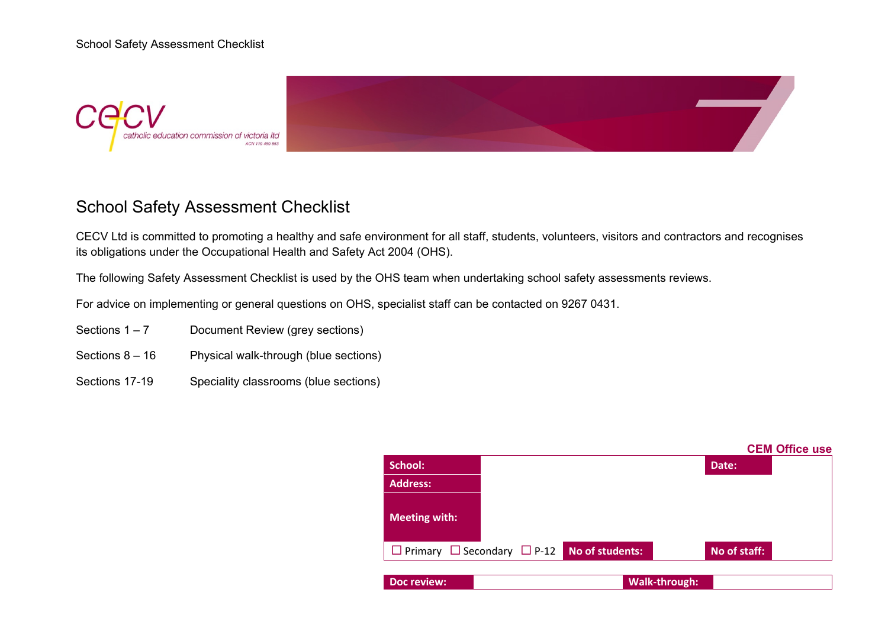# School Safety Assessment Checklist

CECV Ltd is committed to promoting a healthy and safe environment for all staff, students, volunteers, visitors and contractors and recognises its obligations under the Occupational Health and Safety Act 2004 (OHS).

The following Safety Assessment Checklist is used by the OHS team when undertaking school safety assessments reviews.

For advice on implementing or general questions on OHS, specialist staff can be contacted on 9267 0431.

| | |
|---|---|
| Sections 1 – 7 | Document Review (grey sections) |
| Sections 8 – 16 | Physical walk-through (blue sections) |
| Sections 17-19 | Speciality classrooms (blue sections) |

**CEM Office use**

| School: | | | Date: | |
|---|---|---|---|---|
| Address: | | | | |
| Meeting with: | | | | |
| ☐ Primary ☐ Secondary ☐ P-12 | No of students: | | No of staff: | |

| Doc review: | | Walk-through: | |
|---|---|---|---|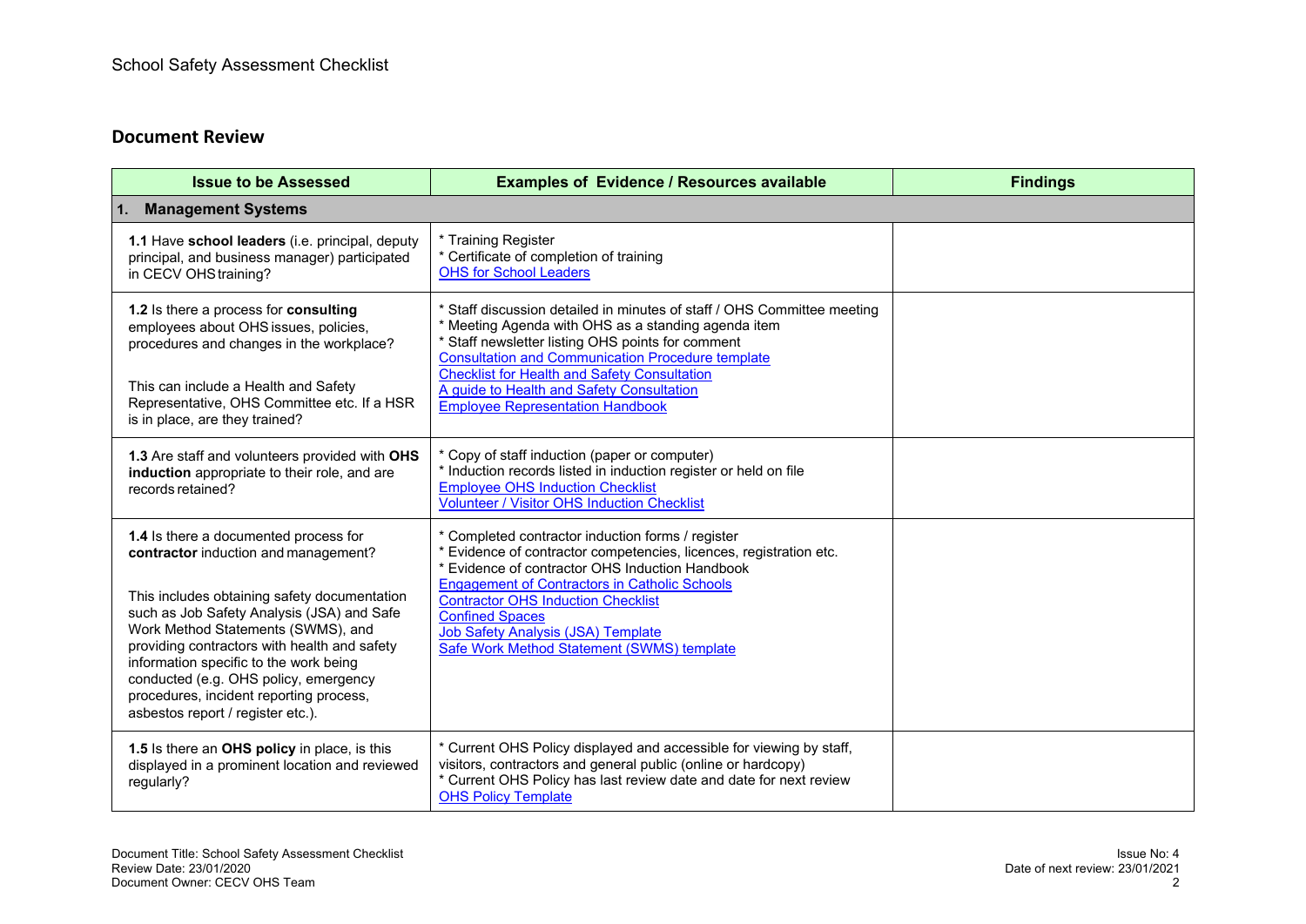## Document Review

| Issue to be Assessed | Examples of Evidence / Resources available | Findings |
| --- | --- | --- |
| **1. Management Systems** | | |
| **1.1** Have **school leaders** (i.e. principal, deputy principal, and business manager) participated in CECV OHS training? | * Training Register<br>* Certificate of completion of training<br>OHS for School Leaders | |
| **1.2** Is there a process for **consulting** employees about OHS issues, policies, procedures and changes in the workplace?<br><br>This can include a Health and Safety Representative, OHS Committee etc. If a HSR is in place, are they trained? | * Staff discussion detailed in minutes of staff / OHS Committee meeting<br>* Meeting Agenda with OHS as a standing agenda item<br>* Staff newsletter listing OHS points for comment<br>Consultation and Communication Procedure template<br>Checklist for Health and Safety Consultation<br>A guide to Health and Safety Consultation<br>Employee Representation Handbook | |
| **1.3** Are staff and volunteers provided with **OHS induction** appropriate to their role, and are records retained? | * Copy of staff induction (paper or computer)<br>* Induction records listed in induction register or held on file<br>Employee OHS Induction Checklist<br>Volunteer / Visitor OHS Induction Checklist | |
| **1.4** Is there a documented process for **contractor** induction and management?<br><br>This includes obtaining safety documentation such as Job Safety Analysis (JSA) and Safe Work Method Statements (SWMS), and providing contractors with health and safety information specific to the work being conducted (e.g. OHS policy, emergency procedures, incident reporting process, asbestos report / register etc.). | * Completed contractor induction forms / register<br>* Evidence of contractor competencies, licences, registration etc.<br>* Evidence of contractor OHS Induction Handbook<br>Engagement of Contractors in Catholic Schools<br>Contractor OHS Induction Checklist<br>Confined Spaces<br>Job Safety Analysis (JSA) Template<br>Safe Work Method Statement (SWMS) template | |
| **1.5** Is there an **OHS policy** in place, is this displayed in a prominent location and reviewed regularly? | * Current OHS Policy displayed and accessible for viewing by staff, visitors, contractors and general public (online or hardcopy)<br>* Current OHS Policy has last review date and date for next review<br>OHS Policy Template | |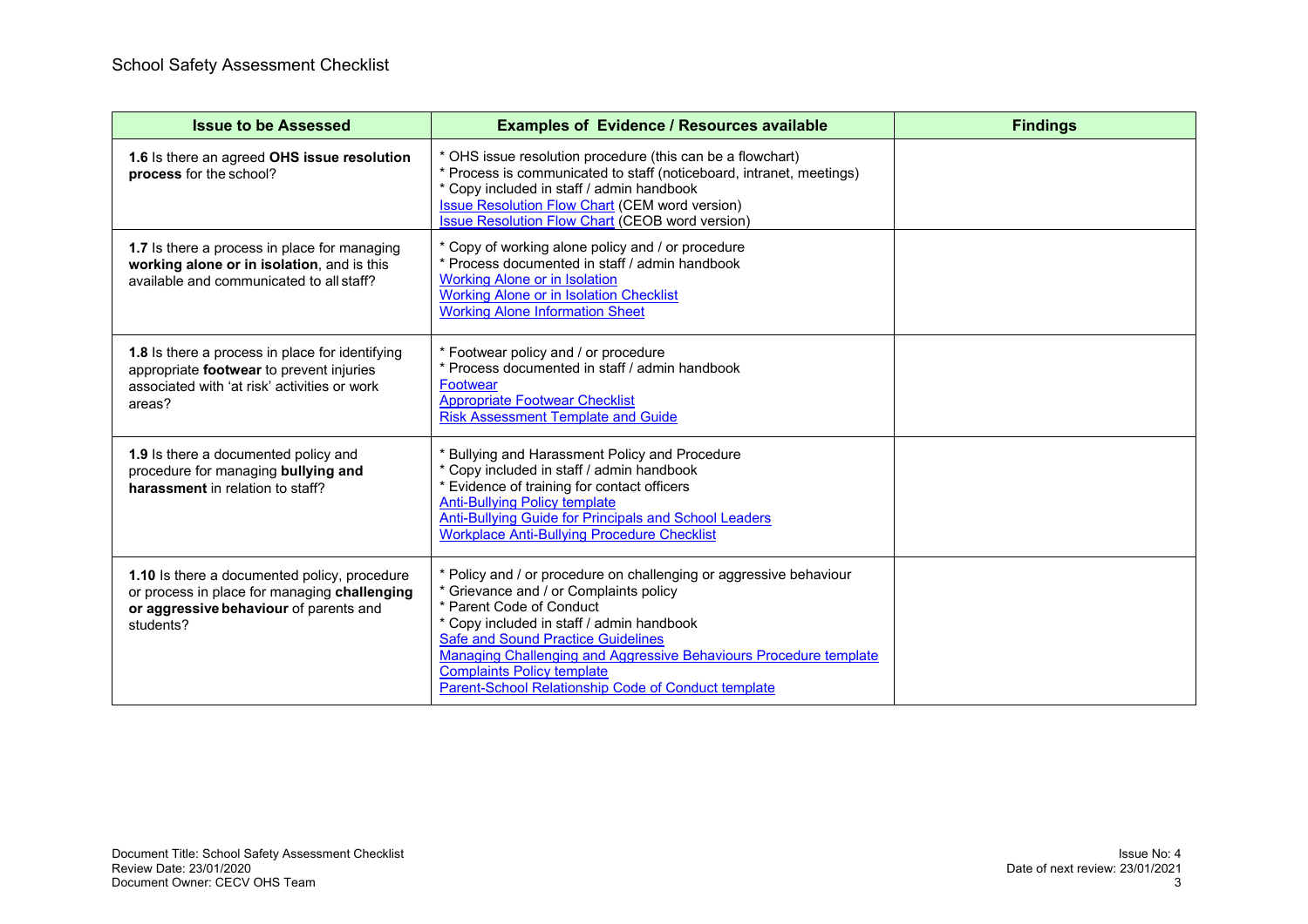School Safety Assessment Checklist

| Issue to be Assessed | Examples of Evidence / Resources available | Findings |
| --- | --- | --- |
| **1.6** Is there an agreed **OHS issue resolution process** for the school? | * OHS issue resolution procedure (this can be a flowchart)<br>* Process is communicated to staff (noticeboard, intranet, meetings)<br>* Copy included in staff / admin handbook<br>Issue Resolution Flow Chart (CEM word version)<br>Issue Resolution Flow Chart (CEOB word version) | |
| **1.7** Is there a process in place for managing **working alone or in isolation**, and is this available and communicated to all staff? | * Copy of working alone policy and / or procedure<br>* Process documented in staff / admin handbook<br>Working Alone or in Isolation<br>Working Alone or in Isolation Checklist<br>Working Alone Information Sheet | |
| **1.8** Is there a process in place for identifying appropriate **footwear** to prevent injuries associated with 'at risk' activities or work areas? | * Footwear policy and / or procedure<br>* Process documented in staff / admin handbook<br>Footwear<br>Appropriate Footwear Checklist<br>Risk Assessment Template and Guide | |
| **1.9** Is there a documented policy and procedure for managing **bullying and harassment** in relation to staff? | * Bullying and Harassment Policy and Procedure<br>* Copy included in staff / admin handbook<br>* Evidence of training for contact officers<br>Anti-Bullying Policy template<br>Anti-Bullying Guide for Principals and School Leaders<br>Workplace Anti-Bullying Procedure Checklist | |
| **1.10** Is there a documented policy, procedure or process in place for managing **challenging or aggressive behaviour** of parents and students? | * Policy and / or procedure on challenging or aggressive behaviour<br>* Grievance and / or Complaints policy<br>* Parent Code of Conduct<br>* Copy included in staff / admin handbook<br>Safe and Sound Practice Guidelines<br>Managing Challenging and Aggressive Behaviours Procedure template<br>Complaints Policy template<br>Parent-School Relationship Code of Conduct template | |

Document Title: School Safety Assessment Checklist
Review Date: 23/01/2020
Document Owner: CECV OHS Team

Issue No: 4
Date of next review: 23/01/2021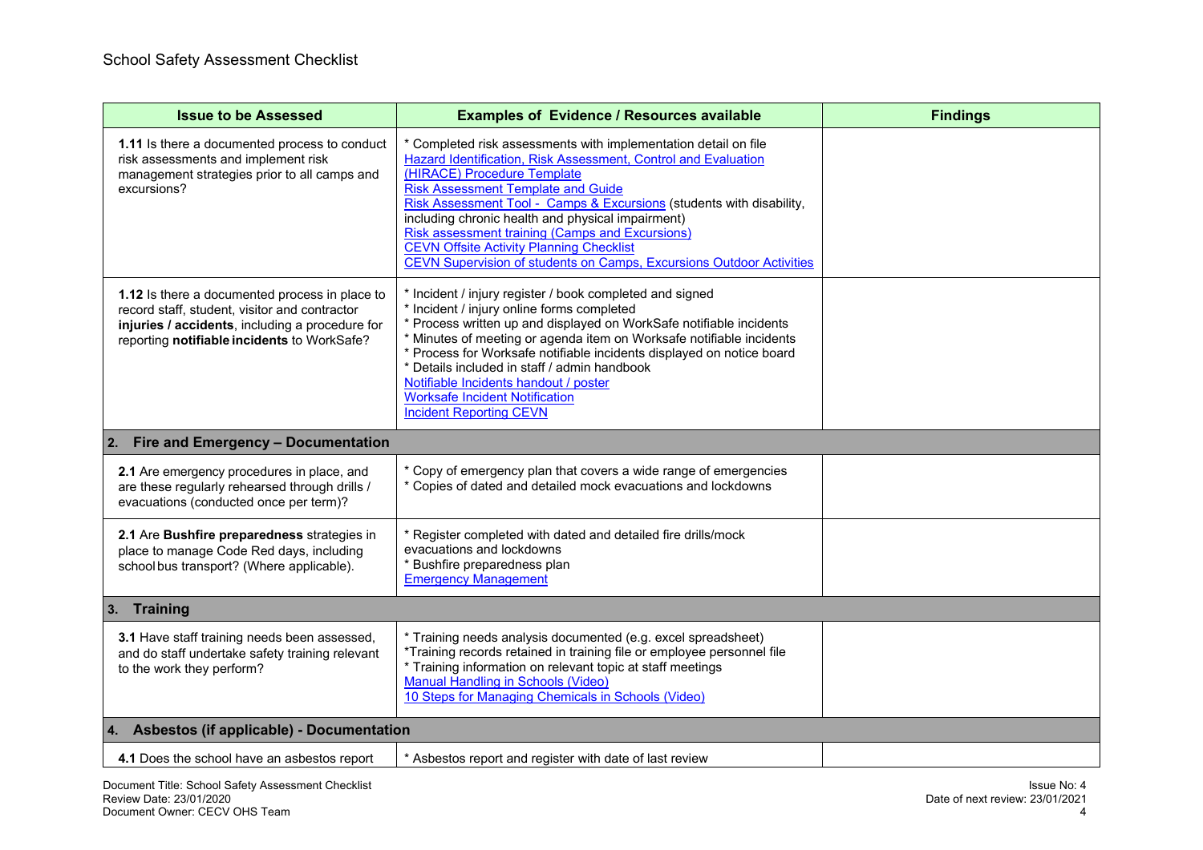School Safety Assessment Checklist

| Issue to be Assessed | Examples of Evidence / Resources available | Findings |
| --- | --- | --- |
| **1.11** Is there a documented process to conduct risk assessments and implement risk management strategies prior to all camps and excursions? | * Completed risk assessments with implementation detail on file<br>Hazard Identification, Risk Assessment, Control and Evaluation (HIRACE) Procedure Template<br>Risk Assessment Template and Guide<br>Risk Assessment Tool - Camps & Excursions (students with disability, including chronic health and physical impairment)<br>Risk assessment training (Camps and Excursions)<br>CEVN Offsite Activity Planning Checklist<br>CEVN Supervision of students on Camps, Excursions Outdoor Activities | |
| **1.12** Is there a documented process in place to record staff, student, visitor and contractor **injuries / accidents**, including a procedure for reporting **notifiable incidents** to WorkSafe? | * Incident / injury register / book completed and signed<br>* Incident / injury online forms completed<br>* Process written up and displayed on WorkSafe notifiable incidents<br>* Minutes of meeting or agenda item on Worksafe notifiable incidents<br>* Process for Worksafe notifiable incidents displayed on notice board<br>* Details included in staff / admin handbook<br>Notifiable Incidents handout / poster<br>Worksafe Incident Notification<br>Incident Reporting CEVN | |
| **2. Fire and Emergency – Documentation** | | |
| **2.1** Are emergency procedures in place, and are these regularly rehearsed through drills / evacuations (conducted once per term)? | * Copy of emergency plan that covers a wide range of emergencies<br>* Copies of dated and detailed mock evacuations and lockdowns | |
| **2.1** Are **Bushfire preparedness** strategies in place to manage Code Red days, including school bus transport? (Where applicable). | * Register completed with dated and detailed fire drills/mock evacuations and lockdowns<br>* Bushfire preparedness plan<br>Emergency Management | |
| **3. Training** | | |
| **3.1** Have staff training needs been assessed, and do staff undertake safety training relevant to the work they perform? | * Training needs analysis documented (e.g. excel spreadsheet)<br>*Training records retained in training file or employee personnel file<br>* Training information on relevant topic at staff meetings<br>Manual Handling in Schools (Video)<br>10 Steps for Managing Chemicals in Schools (Video) | |
| **4. Asbestos (if applicable) - Documentation** | | |
| **4.1** Does the school have an asbestos report | * Asbestos report and register with date of last review | |

Document Title: School Safety Assessment Checklist
Review Date: 23/01/2020
Document Owner: CECV OHS Team

Issue No: 4
Date of next review: 23/01/2021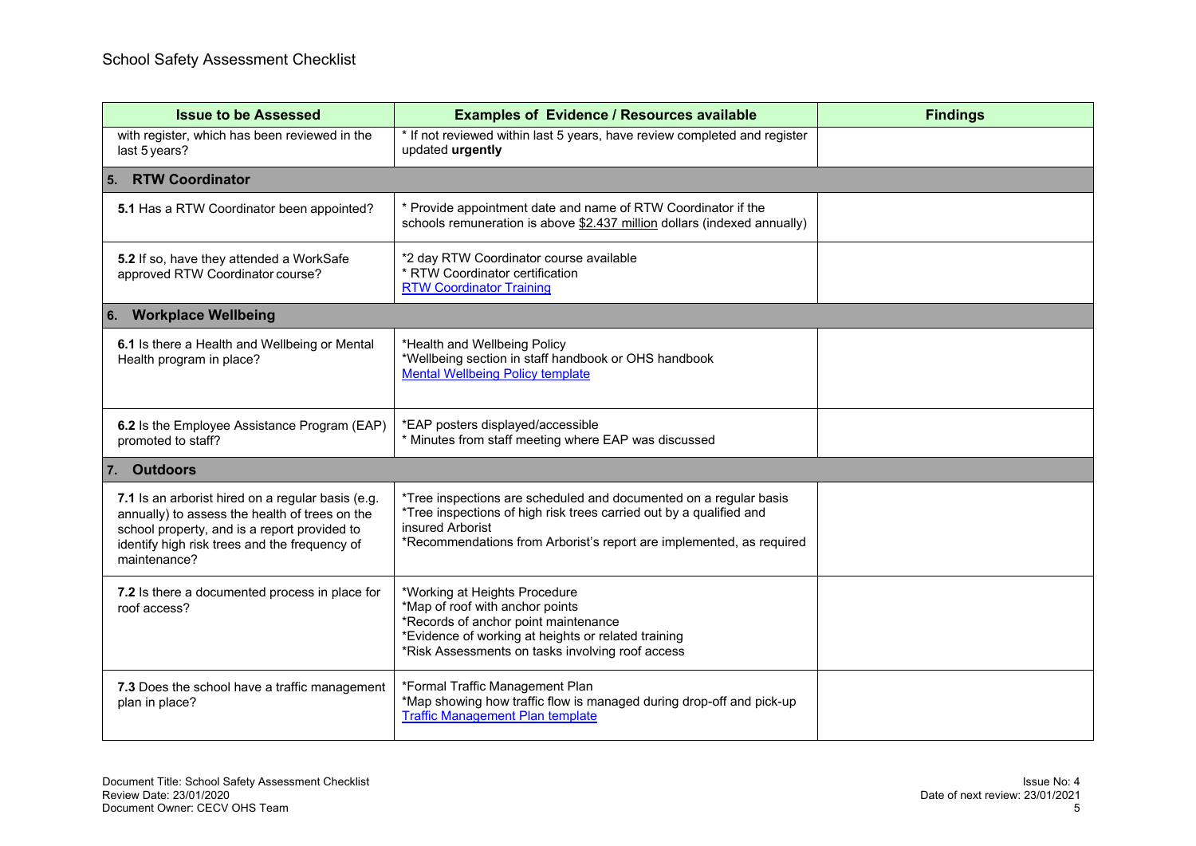| Issue to be Assessed | Examples of Evidence / Resources available | Findings |
|---|---|---|
| with register, which has been reviewed in the last 5 years? | * If not reviewed within last 5 years, have review completed and register updated **urgently** | |
| **5. RTW Coordinator** | | |
| **5.1** Has a RTW Coordinator been appointed? | * Provide appointment date and name of RTW Coordinator if the schools remuneration is above $2.437 million dollars (indexed annually) | |
| **5.2** If so, have they attended a WorkSafe approved RTW Coordinator course? | *2 day RTW Coordinator course available<br>* RTW Coordinator certification<br>RTW Coordinator Training | |
| **6. Workplace Wellbeing** | | |
| **6.1** Is there a Health and Wellbeing or Mental Health program in place? | *Health and Wellbeing Policy<br>*Wellbeing section in staff handbook or OHS handbook<br>Mental Wellbeing Policy template | |
| **6.2** Is the Employee Assistance Program (EAP) promoted to staff? | *EAP posters displayed/accessible<br>* Minutes from staff meeting where EAP was discussed | |
| **7. Outdoors** | | |
| **7.1** Is an arborist hired on a regular basis (e.g. annually) to assess the health of trees on the school property, and is a report provided to identify high risk trees and the frequency of maintenance? | *Tree inspections are scheduled and documented on a regular basis<br>*Tree inspections of high risk trees carried out by a qualified and insured Arborist<br>*Recommendations from Arborist's report are implemented, as required | |
| **7.2** Is there a documented process in place for roof access? | *Working at Heights Procedure<br>*Map of roof with anchor points<br>*Records of anchor point maintenance<br>*Evidence of working at heights or related training<br>*Risk Assessments on tasks involving roof access | |
| **7.3** Does the school have a traffic management plan in place? | *Formal Traffic Management Plan<br>*Map showing how traffic flow is managed during drop-off and pick-up<br>Traffic Management Plan template | |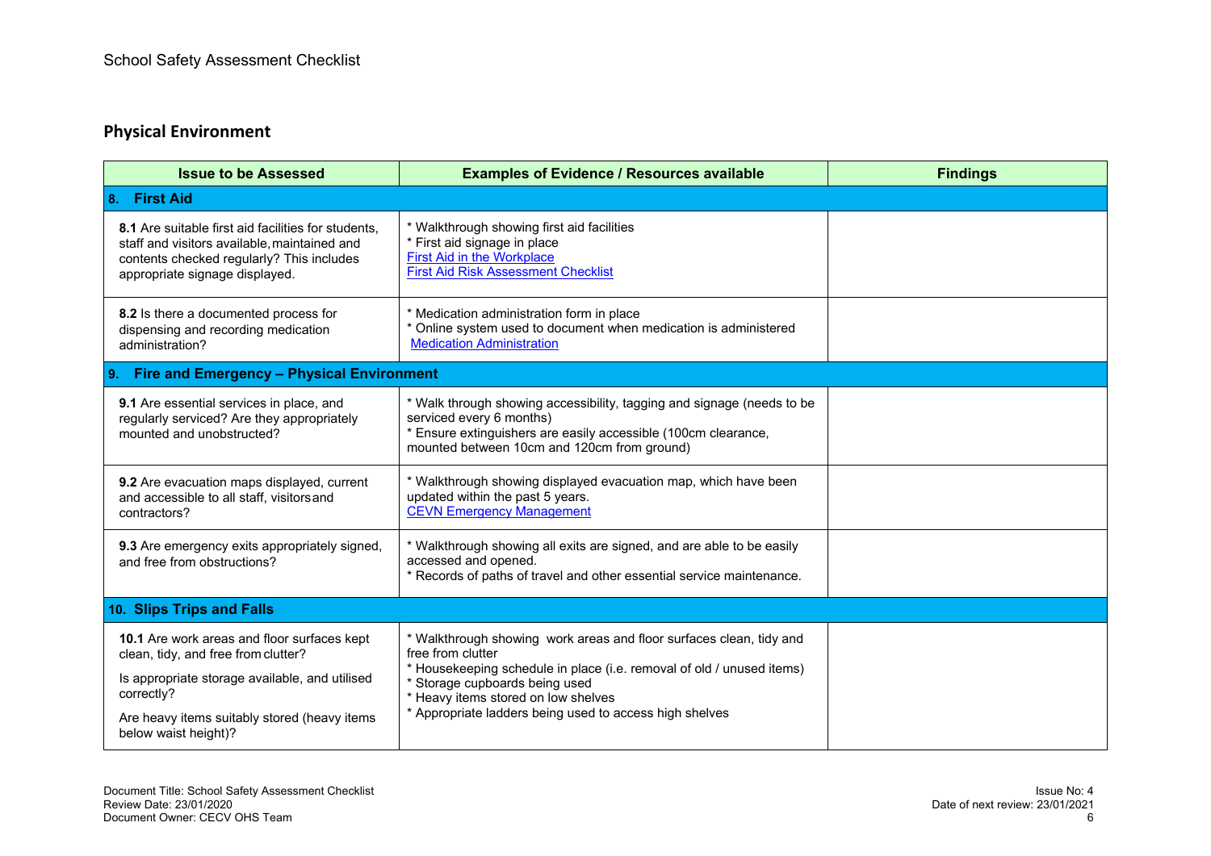## Physical Environment

| Issue to be Assessed | Examples of Evidence / Resources available | Findings |
|---|---|---|
| **8. First Aid** | | |
| **8.1** Are suitable first aid facilities for students, staff and visitors available, maintained and contents checked regularly? This includes appropriate signage displayed. | * Walkthrough showing first aid facilities<br>* First aid signage in place<br>First Aid in the Workplace<br>First Aid Risk Assessment Checklist | |
| **8.2** Is there a documented process for dispensing and recording medication administration? | * Medication administration form in place<br>* Online system used to document when medication is administered<br>Medication Administration | |
| **9. Fire and Emergency – Physical Environment** | | |
| **9.1** Are essential services in place, and regularly serviced? Are they appropriately mounted and unobstructed? | * Walk through showing accessibility, tagging and signage (needs to be serviced every 6 months)<br>* Ensure extinguishers are easily accessible (100cm clearance, mounted between 10cm and 120cm from ground) | |
| **9.2** Are evacuation maps displayed, current and accessible to all staff, visitors and contractors? | * Walkthrough showing displayed evacuation map, which have been updated within the past 5 years.<br>CEVN Emergency Management | |
| **9.3** Are emergency exits appropriately signed, and free from obstructions? | * Walkthrough showing all exits are signed, and are able to be easily accessed and opened.<br>* Records of paths of travel and other essential service maintenance. | |
| **10. Slips Trips and Falls** | | |
| **10.1** Are work areas and floor surfaces kept clean, tidy, and free from clutter?<br>Is appropriate storage available, and utilised correctly?<br>Are heavy items suitably stored (heavy items below waist height)? | * Walkthrough showing work areas and floor surfaces clean, tidy and free from clutter<br>* Housekeeping schedule in place (i.e. removal of old / unused items)<br>* Storage cupboards being used<br>* Heavy items stored on low shelves<br>* Appropriate ladders being used to access high shelves | |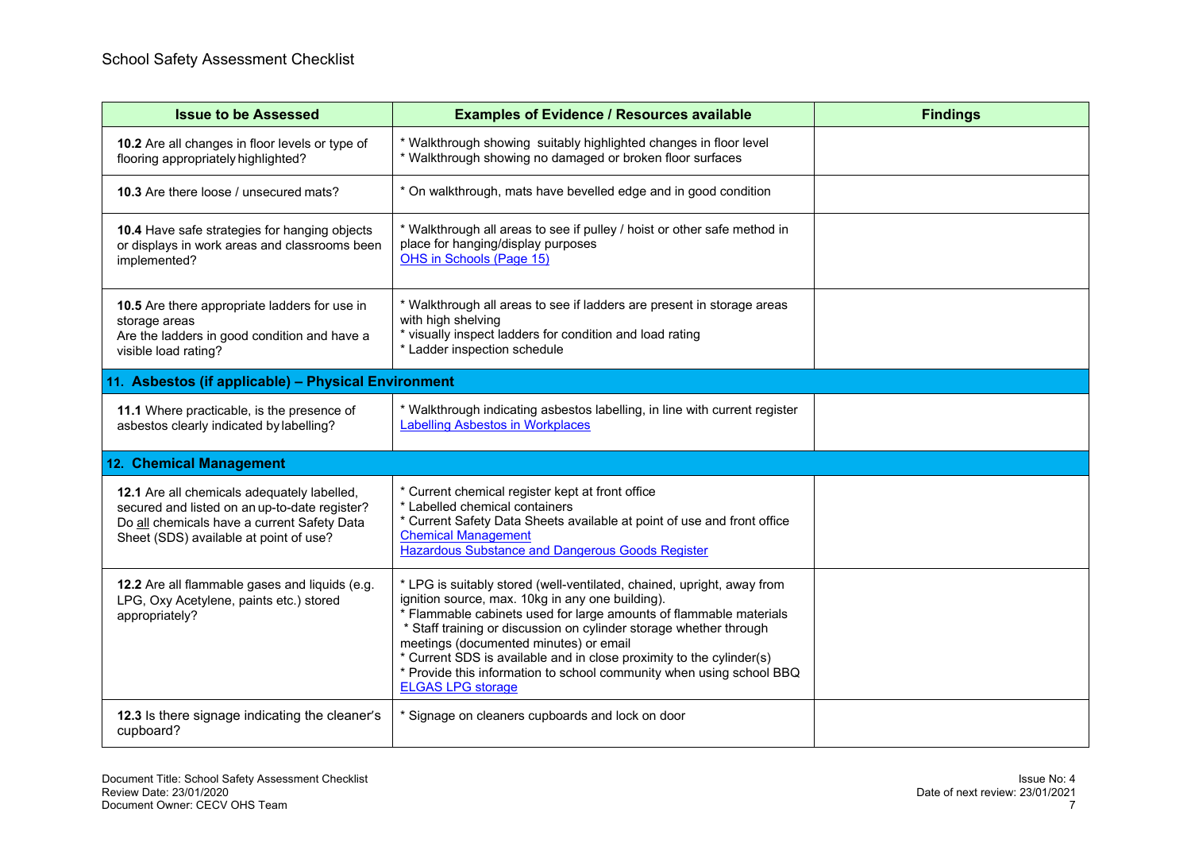School Safety Assessment Checklist

| Issue to be Assessed | Examples of Evidence / Resources available | Findings |
|---|---|---|
| **10.2** Are all changes in floor levels or type of flooring appropriately highlighted? | * Walkthrough showing suitably highlighted changes in floor level<br>* Walkthrough showing no damaged or broken floor surfaces | |
| **10.3** Are there loose / unsecured mats? | * On walkthrough, mats have bevelled edge and in good condition | |
| **10.4** Have safe strategies for hanging objects or displays in work areas and classrooms been implemented? | * Walkthrough all areas to see if pulley / hoist or other safe method in place for hanging/display purposes<br>OHS in Schools (Page 15) | |
| **10.5** Are there appropriate ladders for use in storage areas<br>Are the ladders in good condition and have a visible load rating? | * Walkthrough all areas to see if ladders are present in storage areas with high shelving<br>* visually inspect ladders for condition and load rating<br>* Ladder inspection schedule | |
| **11. Asbestos (if applicable) – Physical Environment** | | |
| **11.1** Where practicable, is the presence of asbestos clearly indicated by labelling? | * Walkthrough indicating asbestos labelling, in line with current register<br>Labelling Asbestos in Workplaces | |
| **12. Chemical Management** | | |
| **12.1** Are all chemicals adequately labelled, secured and listed on an up-to-date register? Do all chemicals have a current Safety Data Sheet (SDS) available at point of use? | * Current chemical register kept at front office<br>* Labelled chemical containers<br>* Current Safety Data Sheets available at point of use and front office<br>Chemical Management<br>Hazardous Substance and Dangerous Goods Register | |
| **12.2** Are all flammable gases and liquids (e.g. LPG, Oxy Acetylene, paints etc.) stored appropriately? | * LPG is suitably stored (well-ventilated, chained, upright, away from ignition source, max. 10kg in any one building).<br>* Flammable cabinets used for large amounts of flammable materials<br>* Staff training or discussion on cylinder storage whether through meetings (documented minutes) or email<br>* Current SDS is available and in close proximity to the cylinder(s)<br>* Provide this information to school community when using school BBQ<br>ELGAS LPG storage | |
| **12.3** Is there signage indicating the cleaner's cupboard? | * Signage on cleaners cupboards and lock on door | |

Document Title: School Safety Assessment Checklist
Review Date: 23/01/2020
Document Owner: CECV OHS Team

Issue No: 4
Date of next review: 23/01/2021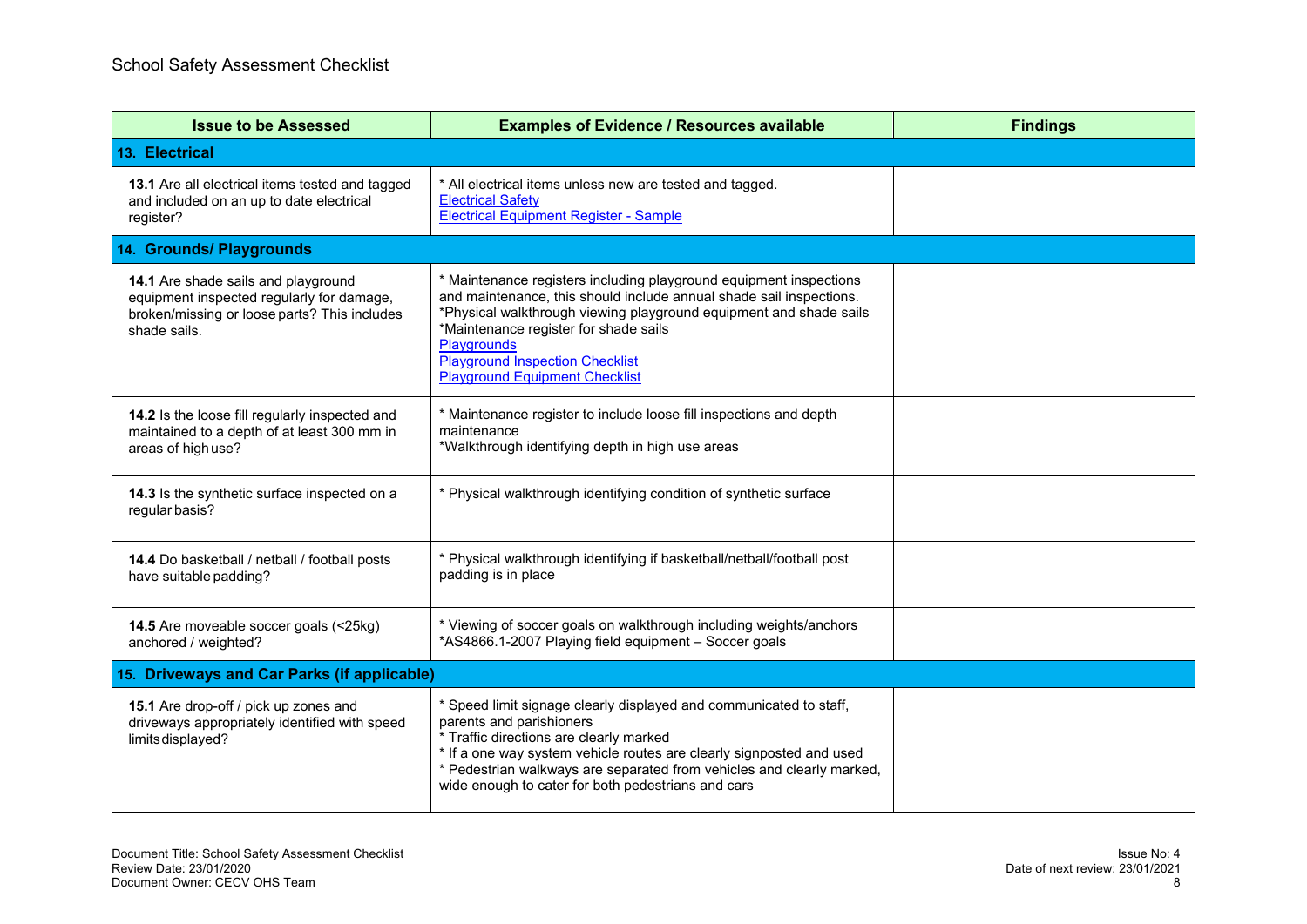School Safety Assessment Checklist

| Issue to be Assessed | Examples of Evidence / Resources available | Findings |
|---|---|---|
| **13. Electrical** | | |
| **13.1** Are all electrical items tested and tagged and included on an up to date electrical register? | * All electrical items unless new are tested and tagged.<br>Electrical Safety<br>Electrical Equipment Register - Sample | |
| **14. Grounds/ Playgrounds** | | |
| **14.1** Are shade sails and playground equipment inspected regularly for damage, broken/missing or loose parts? This includes shade sails. | * Maintenance registers including playground equipment inspections and maintenance, this should include annual shade sail inspections.<br>*Physical walkthrough viewing playground equipment and shade sails<br>*Maintenance register for shade sails<br>Playgrounds<br>Playground Inspection Checklist<br>Playground Equipment Checklist | |
| **14.2** Is the loose fill regularly inspected and maintained to a depth of at least 300 mm in areas of high use? | * Maintenance register to include loose fill inspections and depth maintenance<br>*Walkthrough identifying depth in high use areas | |
| **14.3** Is the synthetic surface inspected on a regular basis? | * Physical walkthrough identifying condition of synthetic surface | |
| **14.4** Do basketball / netball / football posts have suitable padding? | * Physical walkthrough identifying if basketball/netball/football post padding is in place | |
| **14.5** Are moveable soccer goals (<25kg) anchored / weighted? | * Viewing of soccer goals on walkthrough including weights/anchors<br>*AS4866.1-2007 Playing field equipment – Soccer goals | |
| **15. Driveways and Car Parks (if applicable)** | | |
| **15.1** Are drop-off / pick up zones and driveways appropriately identified with speed limits displayed? | * Speed limit signage clearly displayed and communicated to staff, parents and parishioners<br>* Traffic directions are clearly marked<br>* If a one way system vehicle routes are clearly signposted and used<br>* Pedestrian walkways are separated from vehicles and clearly marked, wide enough to cater for both pedestrians and cars | |

Document Title: School Safety Assessment Checklist
Review Date: 23/01/2020
Document Owner: CECV OHS Team

Issue No: 4
Date of next review: 23/01/2021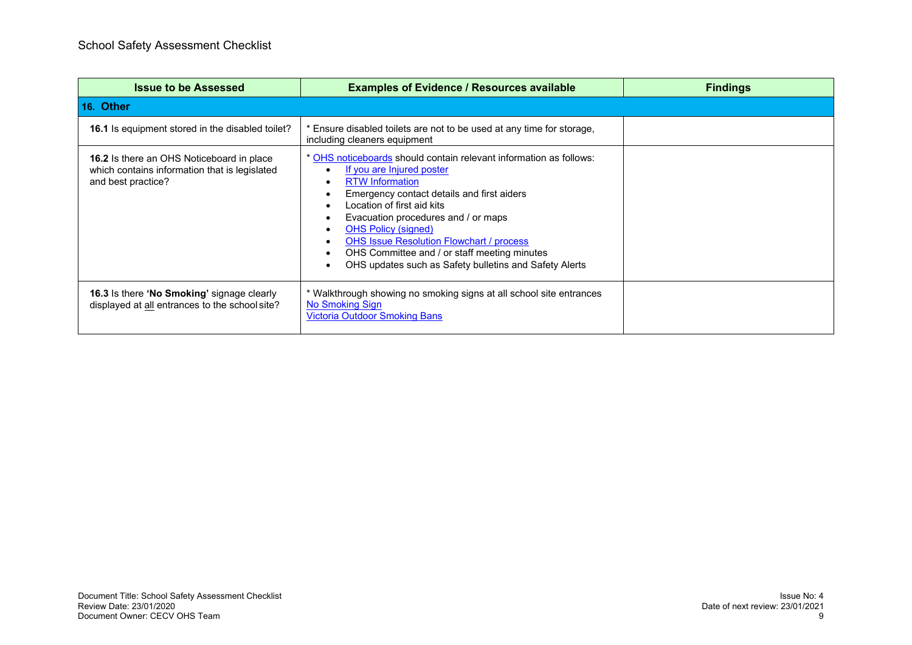| Issue to be Assessed | Examples of Evidence / Resources available | Findings |
|---|---|---|
| **16. Other** | | |
| **16.1** Is equipment stored in the disabled toilet? | * Ensure disabled toilets are not to be used at any time for storage, including cleaners equipment | |
| **16.2** Is there an OHS Noticeboard in place which contains information that is legislated and best practice? | * OHS noticeboards should contain relevant information as follows:<br>• If you are Injured poster<br>• RTW Information<br>• Emergency contact details and first aiders<br>• Location of first aid kits<br>• Evacuation procedures and / or maps<br>• OHS Policy (signed)<br>• OHS Issue Resolution Flowchart / process<br>• OHS Committee and / or staff meeting minutes<br>• OHS updates such as Safety bulletins and Safety Alerts | |
| **16.3** Is there **'No Smoking'** signage clearly displayed at all entrances to the school site? | * Walkthrough showing no smoking signs at all school site entrances<br>No Smoking Sign<br>Victoria Outdoor Smoking Bans | |

Document Title: School Safety Assessment Checklist
Review Date: 23/01/2020
Document Owner: CECV OHS Team

Issue No: 4
Date of next review: 23/01/2021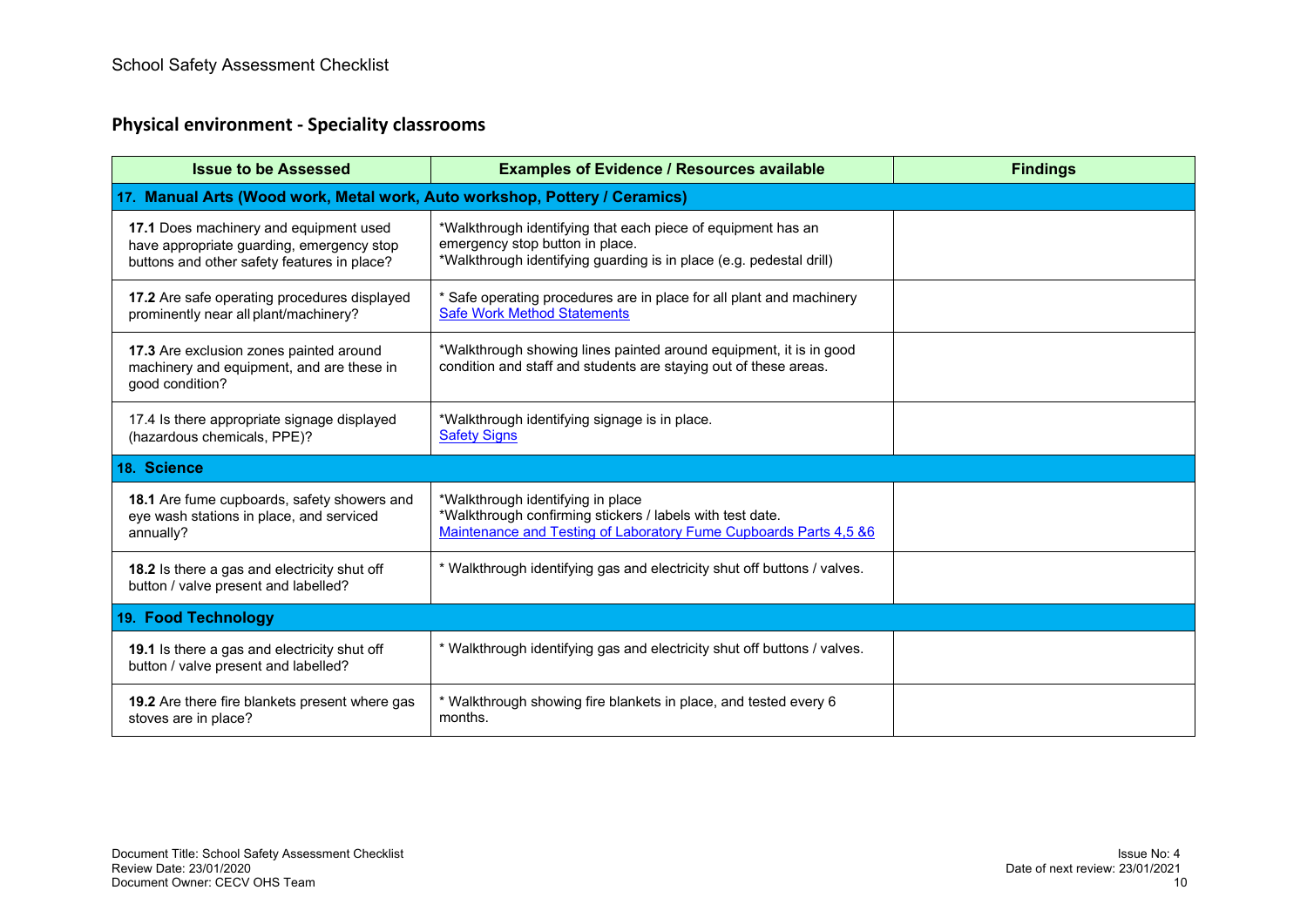School Safety Assessment Checklist

## Physical environment - Speciality classrooms

| Issue to be Assessed | Examples of Evidence / Resources available | Findings |
|---|---|---|
| **17. Manual Arts (Wood work, Metal work, Auto workshop, Pottery / Ceramics)** | | |
| **17.1** Does machinery and equipment used have appropriate guarding, emergency stop buttons and other safety features in place? | *Walkthrough identifying that each piece of equipment has an emergency stop button in place.<br>*Walkthrough identifying guarding is in place (e.g. pedestal drill) | |
| **17.2** Are safe operating procedures displayed prominently near all plant/machinery? | * Safe operating procedures are in place for all plant and machinery<br>Safe Work Method Statements | |
| **17.3** Are exclusion zones painted around machinery and equipment, and are these in good condition? | *Walkthrough showing lines painted around equipment, it is in good condition and staff and students are staying out of these areas. | |
| 17.4 Is there appropriate signage displayed (hazardous chemicals, PPE)? | *Walkthrough identifying signage is in place.<br>Safety Signs | |
| **18. Science** | | |
| **18.1** Are fume cupboards, safety showers and eye wash stations in place, and serviced annually? | *Walkthrough identifying in place<br>*Walkthrough confirming stickers / labels with test date.<br>Maintenance and Testing of Laboratory Fume Cupboards Parts 4,5 &6 | |
| **18.2** Is there a gas and electricity shut off button / valve present and labelled? | * Walkthrough identifying gas and electricity shut off buttons / valves. | |
| **19. Food Technology** | | |
| **19.1** Is there a gas and electricity shut off button / valve present and labelled? | * Walkthrough identifying gas and electricity shut off buttons / valves. | |
| **19.2** Are there fire blankets present where gas stoves are in place? | * Walkthrough showing fire blankets in place, and tested every 6 months. | |

Document Title: School Safety Assessment Checklist
Review Date: 23/01/2020
Document Owner: CECV OHS Team

Issue No: 4
Date of next review: 23/01/2021